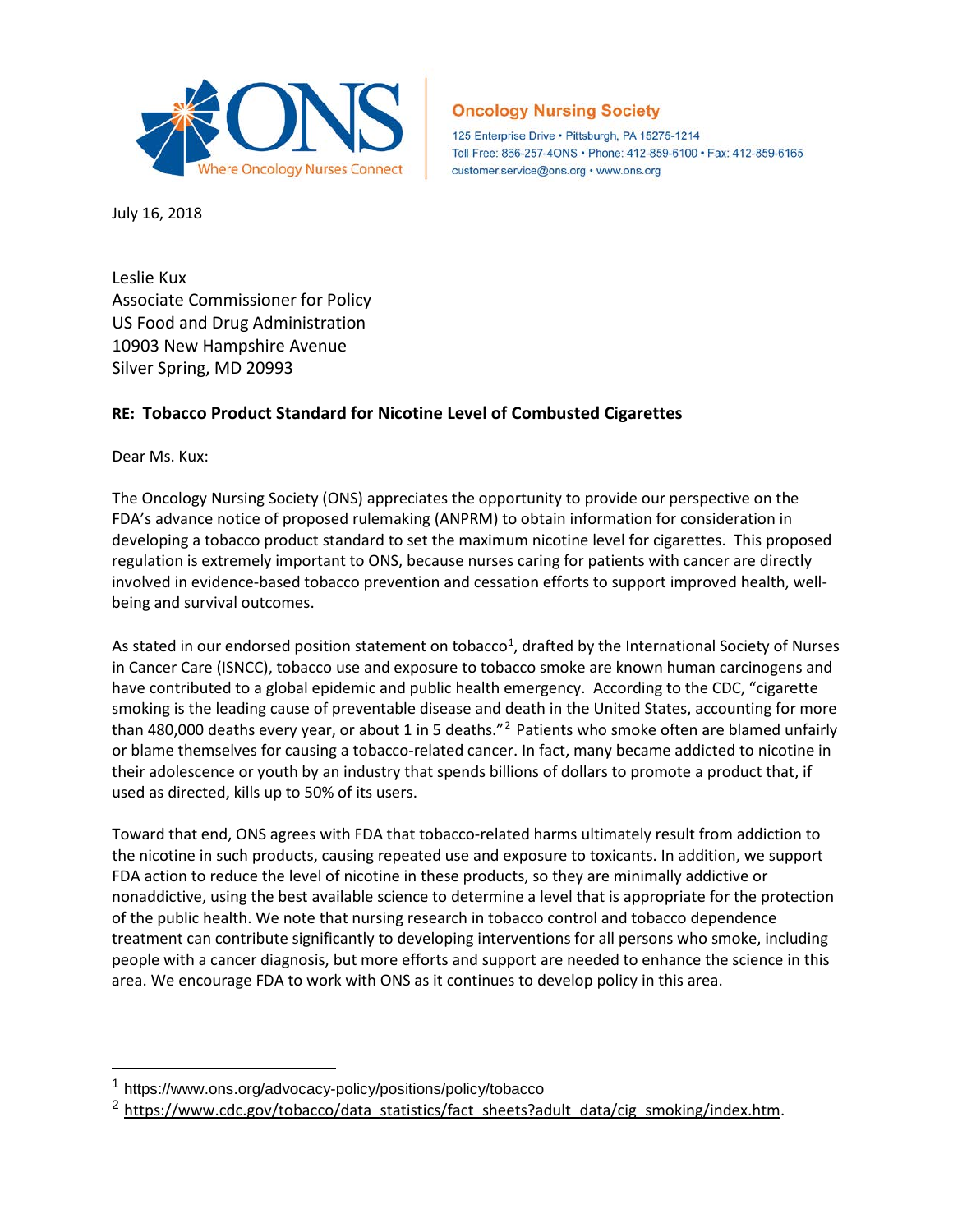**Oncology Nursing Society**

125 Enterprise Drive • Pittsburgh, PA 15275-1214
Toll Free: 866-257-4ONS • Phone: 412-859-6100 • Fax: 412-859-6165
customer.service@ons.org • www.ons.org

July 16, 2018

Leslie Kux
Associate Commissioner for Policy
US Food and Drug Administration
10903 New Hampshire Avenue
Silver Spring, MD 20993

**RE: Tobacco Product Standard for Nicotine Level of Combusted Cigarettes**

Dear Ms. Kux:

The Oncology Nursing Society (ONS) appreciates the opportunity to provide our perspective on the FDA's advance notice of proposed rulemaking (ANPRM) to obtain information for consideration in developing a tobacco product standard to set the maximum nicotine level for cigarettes. This proposed regulation is extremely important to ONS, because nurses caring for patients with cancer are directly involved in evidence-based tobacco prevention and cessation efforts to support improved health, well-being and survival outcomes.

As stated in our endorsed position statement on tobacco[1], drafted by the International Society of Nurses in Cancer Care (ISNCC), tobacco use and exposure to tobacco smoke are known human carcinogens and have contributed to a global epidemic and public health emergency. According to the CDC, "cigarette smoking is the leading cause of preventable disease and death in the United States, accounting for more than 480,000 deaths every year, or about 1 in 5 deaths."[2] Patients who smoke often are blamed unfairly or blame themselves for causing a tobacco-related cancer. In fact, many became addicted to nicotine in their adolescence or youth by an industry that spends billions of dollars to promote a product that, if used as directed, kills up to 50% of its users.

Toward that end, ONS agrees with FDA that tobacco-related harms ultimately result from addiction to the nicotine in such products, causing repeated use and exposure to toxicants. In addition, we support FDA action to reduce the level of nicotine in these products, so they are minimally addictive or nonaddictive, using the best available science to determine a level that is appropriate for the protection of the public health. We note that nursing research in tobacco control and tobacco dependence treatment can contribute significantly to developing interventions for all persons who smoke, including people with a cancer diagnosis, but more efforts and support are needed to enhance the science in this area. We encourage FDA to work with ONS as it continues to develop policy in this area.

---

[1] https://www.ons.org/advocacy-policy/positions/policy/tobacco

[2] https://www.cdc.gov/tobacco/data_statistics/fact_sheets?adult_data/cig_smoking/index.htm.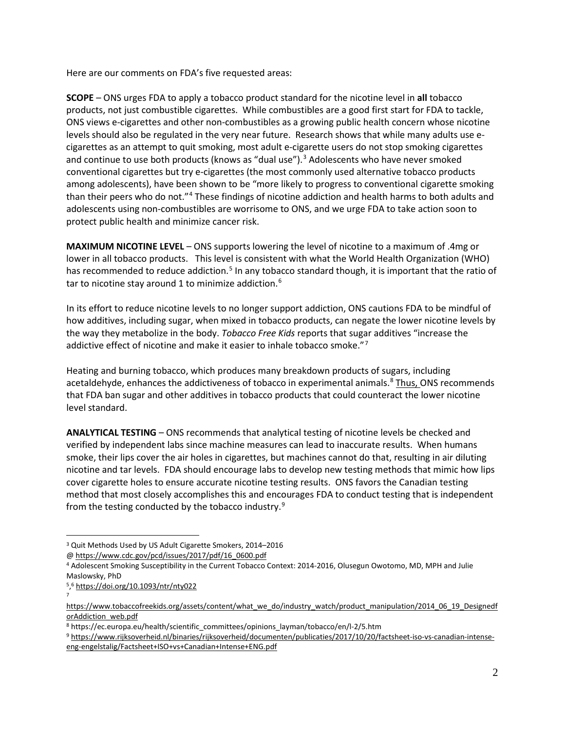Here are our comments on FDA's five requested areas:

**SCOPE** – ONS urges FDA to apply a tobacco product standard for the nicotine level in **all** tobacco products, not just combustible cigarettes. While combustibles are a good first start for FDA to tackle, ONS views e-cigarettes and other non-combustibles as a growing public health concern whose nicotine levels should also be regulated in the very near future. Research shows that while many adults use e-cigarettes as an attempt to quit smoking, most adult e-cigarette users do not stop smoking cigarettes and continue to use both products (knows as "dual use").[3] Adolescents who have never smoked conventional cigarettes but try e-cigarettes (the most commonly used alternative tobacco products among adolescents), have been shown to be "more likely to progress to conventional cigarette smoking than their peers who do not."[4] These findings of nicotine addiction and health harms to both adults and adolescents using non-combustibles are worrisome to ONS, and we urge FDA to take action soon to protect public health and minimize cancer risk.

**MAXIMUM NICOTINE LEVEL** – ONS supports lowering the level of nicotine to a maximum of .4mg or lower in all tobacco products. This level is consistent with what the World Health Organization (WHO) has recommended to reduce addiction.[5] In any tobacco standard though, it is important that the ratio of tar to nicotine stay around 1 to minimize addiction.[6]

In its effort to reduce nicotine levels to no longer support addiction, ONS cautions FDA to be mindful of how additives, including sugar, when mixed in tobacco products, can negate the lower nicotine levels by the way they metabolize in the body. *Tobacco Free Kids* reports that sugar additives "increase the addictive effect of nicotine and make it easier to inhale tobacco smoke."[7]

Heating and burning tobacco, which produces many breakdown products of sugars, including acetaldehyde, enhances the addictiveness of tobacco in experimental animals.[8] Thus, ONS recommends that FDA ban sugar and other additives in tobacco products that could counteract the lower nicotine level standard.

**ANALYTICAL TESTING** – ONS recommends that analytical testing of nicotine levels be checked and verified by independent labs since machine measures can lead to inaccurate results. When humans smoke, their lips cover the air holes in cigarettes, but machines cannot do that, resulting in air diluting nicotine and tar levels. FDA should encourage labs to develop new testing methods that mimic how lips cover cigarette holes to ensure accurate nicotine testing results. ONS favors the Canadian testing method that most closely accomplishes this and encourages FDA to conduct testing that is independent from the testing conducted by the tobacco industry.[9]

---

[3] Quit Methods Used by US Adult Cigarette Smokers, 2014–2016 @ https://www.cdc.gov/pcd/issues/2017/pdf/16_0600.pdf

[4] Adolescent Smoking Susceptibility in the Current Tobacco Context: 2014-2016, Olusegun Owotomo, MD, MPH and Julie Maslowsky, PhD

[5],[6] https://doi.org/10.1093/ntr/nty022

[7] https://www.tobaccofreekids.org/assets/content/what_we_do/industry_watch/product_manipulation/2014_06_19_DesignedforAddiction_web.pdf

[8] https://ec.europa.eu/health/scientific_committees/opinions_layman/tobacco/en/l-2/5.htm

[9] https://www.rijksoverheid.nl/binaries/rijksoverheid/documenten/publicaties/2017/10/20/factsheet-iso-vs-canadian-intense-eng-engelstalig/Factsheet+ISO+vs+Canadian+Intense+ENG.pdf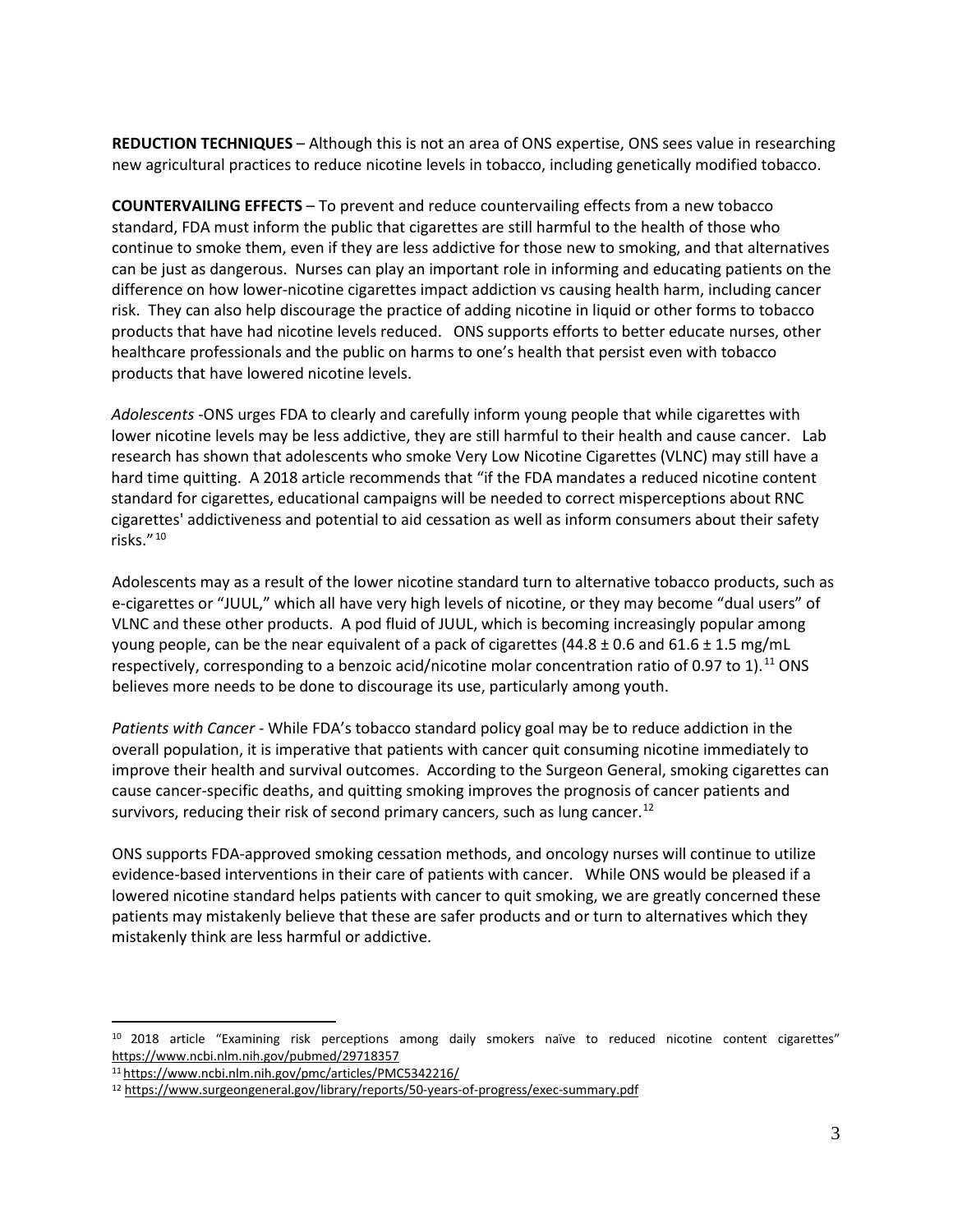**REDUCTION TECHNIQUES** – Although this is not an area of ONS expertise, ONS sees value in researching new agricultural practices to reduce nicotine levels in tobacco, including genetically modified tobacco.

**COUNTERVAILING EFFECTS** – To prevent and reduce countervailing effects from a new tobacco standard, FDA must inform the public that cigarettes are still harmful to the health of those who continue to smoke them, even if they are less addictive for those new to smoking, and that alternatives can be just as dangerous. Nurses can play an important role in informing and educating patients on the difference on how lower-nicotine cigarettes impact addiction vs causing health harm, including cancer risk. They can also help discourage the practice of adding nicotine in liquid or other forms to tobacco products that have had nicotine levels reduced. ONS supports efforts to better educate nurses, other healthcare professionals and the public on harms to one's health that persist even with tobacco products that have lowered nicotine levels.

*Adolescents* -ONS urges FDA to clearly and carefully inform young people that while cigarettes with lower nicotine levels may be less addictive, they are still harmful to their health and cause cancer. Lab research has shown that adolescents who smoke Very Low Nicotine Cigarettes (VLNC) may still have a hard time quitting. A 2018 article recommends that "if the FDA mandates a reduced nicotine content standard for cigarettes, educational campaigns will be needed to correct misperceptions about RNC cigarettes' addictiveness and potential to aid cessation as well as inform consumers about their safety risks."[10]

Adolescents may as a result of the lower nicotine standard turn to alternative tobacco products, such as e-cigarettes or "JUUL," which all have very high levels of nicotine, or they may become "dual users" of VLNC and these other products. A pod fluid of JUUL, which is becoming increasingly popular among young people, can be the near equivalent of a pack of cigarettes ($44.8 \pm 0.6$ and $61.6 \pm 1.5$ mg/mL respectively, corresponding to a benzoic acid/nicotine molar concentration ratio of 0.97 to 1).[11] ONS believes more needs to be done to discourage its use, particularly among youth.

*Patients with Cancer* - While FDA's tobacco standard policy goal may be to reduce addiction in the overall population, it is imperative that patients with cancer quit consuming nicotine immediately to improve their health and survival outcomes. According to the Surgeon General, smoking cigarettes can cause cancer-specific deaths, and quitting smoking improves the prognosis of cancer patients and survivors, reducing their risk of second primary cancers, such as lung cancer.[12]

ONS supports FDA-approved smoking cessation methods, and oncology nurses will continue to utilize evidence-based interventions in their care of patients with cancer. While ONS would be pleased if a lowered nicotine standard helps patients with cancer to quit smoking, we are greatly concerned these patients may mistakenly believe that these are safer products and or turn to alternatives which they mistakenly think are less harmful or addictive.

---

[10] 2018 article "Examining risk perceptions among daily smokers naïve to reduced nicotine content cigarettes" https://www.ncbi.nlm.nih.gov/pubmed/29718357

[11] https://www.ncbi.nlm.nih.gov/pmc/articles/PMC5342216/

[12] https://www.surgeongeneral.gov/library/reports/50-years-of-progress/exec-summary.pdf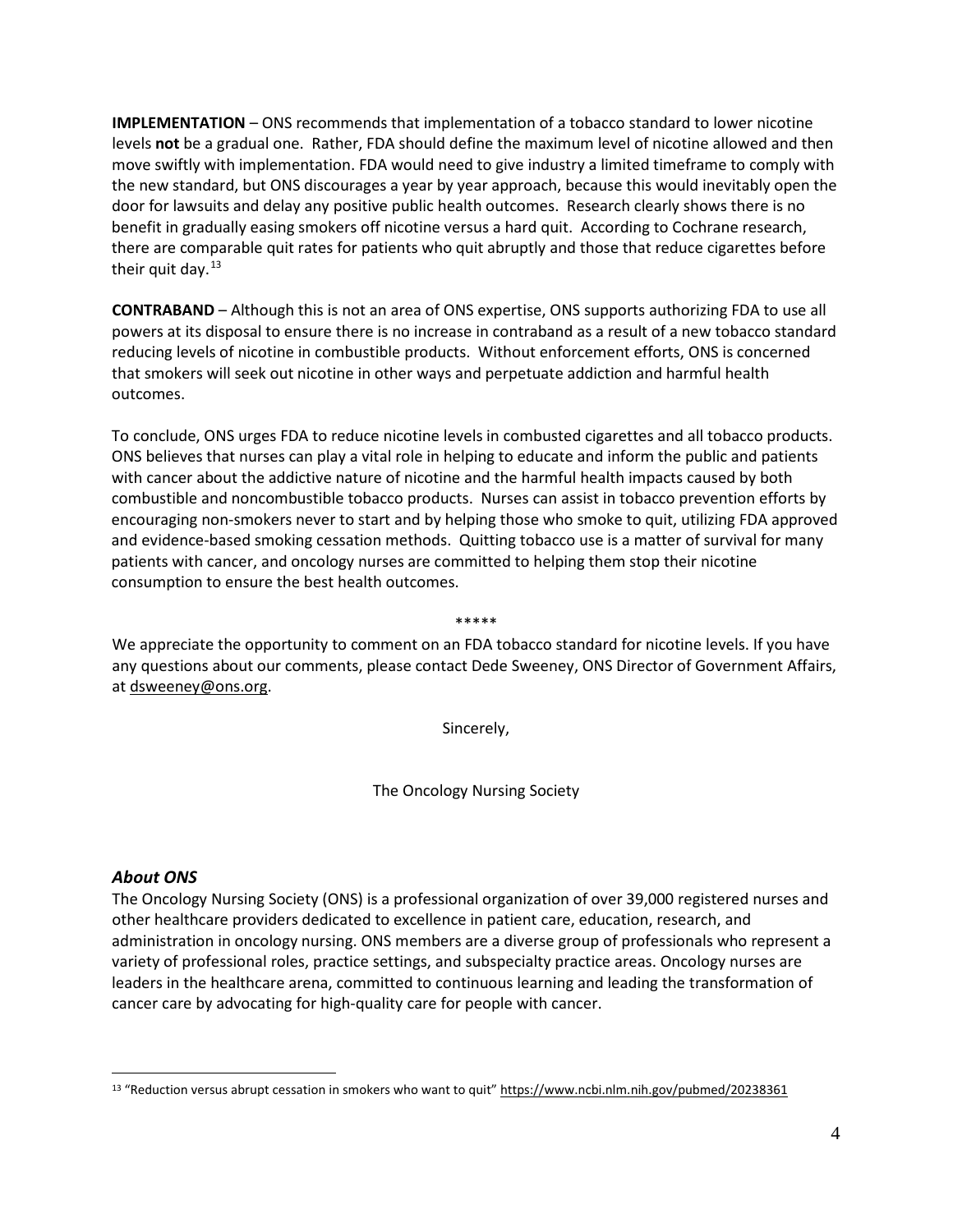**IMPLEMENTATION** – ONS recommends that implementation of a tobacco standard to lower nicotine levels **not** be a gradual one. Rather, FDA should define the maximum level of nicotine allowed and then move swiftly with implementation. FDA would need to give industry a limited timeframe to comply with the new standard, but ONS discourages a year by year approach, because this would inevitably open the door for lawsuits and delay any positive public health outcomes. Research clearly shows there is no benefit in gradually easing smokers off nicotine versus a hard quit. According to Cochrane research, there are comparable quit rates for patients who quit abruptly and those that reduce cigarettes before their quit day.[13]

**CONTRABAND** – Although this is not an area of ONS expertise, ONS supports authorizing FDA to use all powers at its disposal to ensure there is no increase in contraband as a result of a new tobacco standard reducing levels of nicotine in combustible products. Without enforcement efforts, ONS is concerned that smokers will seek out nicotine in other ways and perpetuate addiction and harmful health outcomes.

To conclude, ONS urges FDA to reduce nicotine levels in combusted cigarettes and all tobacco products. ONS believes that nurses can play a vital role in helping to educate and inform the public and patients with cancer about the addictive nature of nicotine and the harmful health impacts caused by both combustible and noncombustible tobacco products. Nurses can assist in tobacco prevention efforts by encouraging non-smokers never to start and by helping those who smoke to quit, utilizing FDA approved and evidence-based smoking cessation methods. Quitting tobacco use is a matter of survival for many patients with cancer, and oncology nurses are committed to helping them stop their nicotine consumption to ensure the best health outcomes.

*****

We appreciate the opportunity to comment on an FDA tobacco standard for nicotine levels. If you have any questions about our comments, please contact Dede Sweeney, ONS Director of Government Affairs, at dsweeney@ons.org.

Sincerely,

The Oncology Nursing Society

### *About ONS*

The Oncology Nursing Society (ONS) is a professional organization of over 39,000 registered nurses and other healthcare providers dedicated to excellence in patient care, education, research, and administration in oncology nursing. ONS members are a diverse group of professionals who represent a variety of professional roles, practice settings, and subspecialty practice areas. Oncology nurses are leaders in the healthcare arena, committed to continuous learning and leading the transformation of cancer care by advocating for high-quality care for people with cancer.

---

[13] "Reduction versus abrupt cessation in smokers who want to quit" https://www.ncbi.nlm.nih.gov/pubmed/20238361